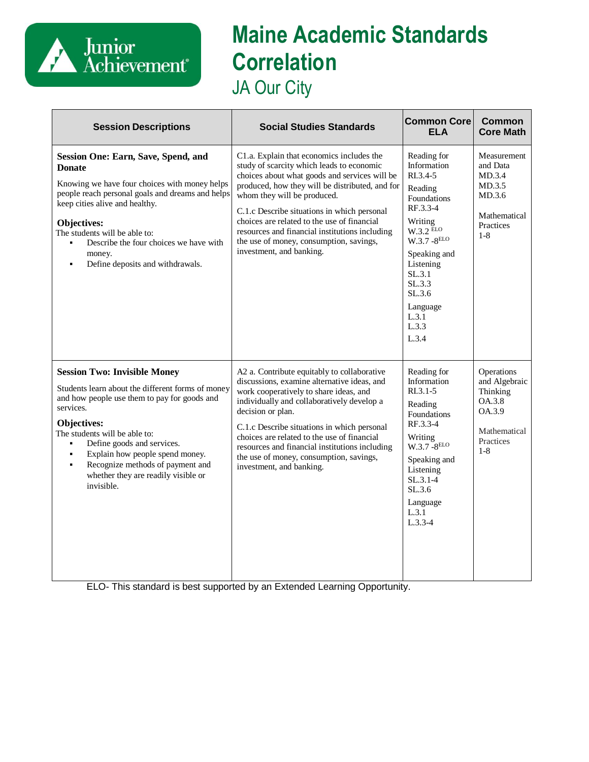# Maine Academic Standards Correlation

## JA Our City

| Session Descriptions | Social Studies Standards | Common Core ELA | Common Core Math |
|---|---|---|---|
| **Session One: Earn, Save, Spend, and Donate**<br><br>Knowing we have four choices with money helps people reach personal goals and dreams and helps keep cities alive and healthy.<br><br>**Objectives:**<br>The students will be able to:<br>▪ Describe the four choices we have with money.<br>▪ Define deposits and withdrawals. | C1.a. Explain that economics includes the study of scarcity which leads to economic choices about what goods and services will be produced, how they will be distributed, and for whom they will be produced.<br><br>C.1.c Describe situations in which personal choices are related to the use of financial resources and financial institutions including the use of money, consumption, savings, investment, and banking. | Reading for Information<br>RI.3.4-5<br><br>Reading Foundations<br>RF.3.3-4<br><br>Writing<br>W.3.2 [ELO]<br>W.3.7 -8[ELO]<br><br>Speaking and Listening<br>SL.3.1<br>SL.3.3<br>SL.3.6<br><br>Language<br>L.3.1<br>L.3.3<br>L.3.4 | Measurement and Data<br>MD.3.4<br>MD.3.5<br>MD.3.6<br><br>Mathematical Practices<br>1-8 |
| **Session Two: Invisible Money**<br><br>Students learn about the different forms of money and how people use them to pay for goods and services.<br><br>**Objectives:**<br>The students will be able to:<br>▪ Define goods and services.<br>▪ Explain how people spend money.<br>▪ Recognize methods of payment and whether they are readily visible or invisible. | A2 a. Contribute equitably to collaborative discussions, examine alternative ideas, and work cooperatively to share ideas, and individually and collaboratively develop a decision or plan.<br><br>C.1.c Describe situations in which personal choices are related to the use of financial resources and financial institutions including the use of money, consumption, savings, investment, and banking. | Reading for Information<br>RI.3.1-5<br><br>Reading Foundations<br>RF.3.3-4<br><br>Writing<br>W.3.7 -8[ELO]<br><br>Speaking and Listening<br>SL.3.1-4<br>SL.3.6<br><br>Language<br>L.3.1<br>L.3.3-4 | Operations and Algebraic Thinking<br>OA.3.8<br>OA.3.9<br><br>Mathematical Practices<br>1-8 |

ELO- This standard is best supported by an Extended Learning Opportunity.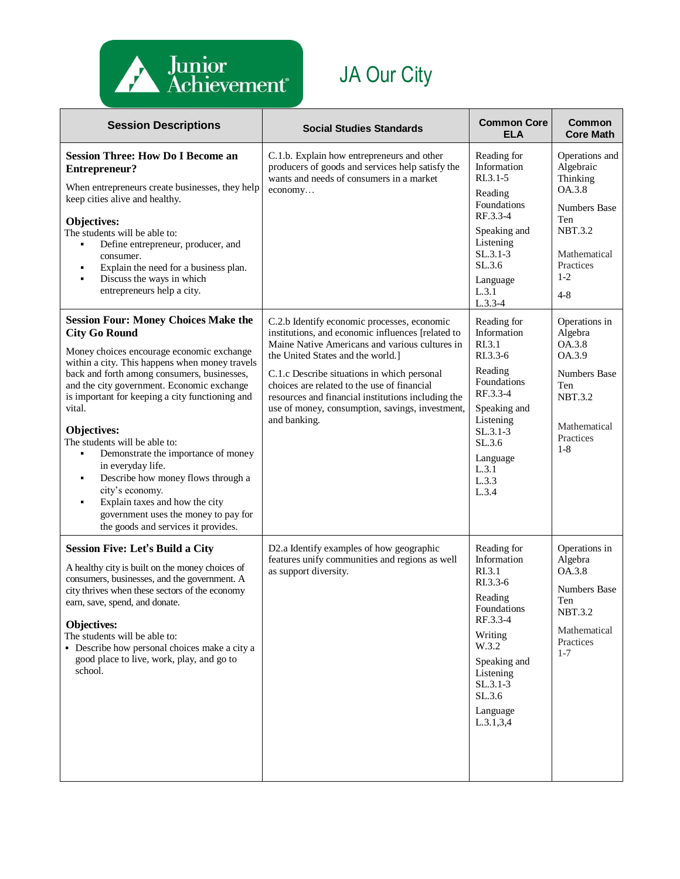# JA Our City

| Session Descriptions | Social Studies Standards | Common Core ELA | Common Core Math |
|---|---|---|---|
| **Session Three: How Do I Become an Entrepreneur?**<br>When entrepreneurs create businesses, they help keep cities alive and healthy.<br>**Objectives:**<br>The students will be able to:<br>▪ Define entrepreneur, producer, and consumer.<br>▪ Explain the need for a business plan.<br>▪ Discuss the ways in which entrepreneurs help a city. | C.1.b. Explain how entrepreneurs and other producers of goods and services help satisfy the wants and needs of consumers in a market economy… | Reading for Information RI.3.1-5<br>Reading Foundations RF.3.3-4<br>Speaking and Listening SL.3.1-3 SL.3.6<br>Language L.3.1 L.3.3-4 | Operations and Algebraic Thinking OA.3.8<br>Numbers Base Ten NBT.3.2<br>Mathematical Practices 1-2<br>4-8 |
| **Session Four: Money Choices Make the City Go Round**<br>Money choices encourage economic exchange within a city. This happens when money travels back and forth among consumers, businesses, and the city government. Economic exchange is important for keeping a city functioning and vital.<br>**Objectives:**<br>The students will be able to:<br>▪ Demonstrate the importance of money in everyday life.<br>▪ Describe how money flows through a city's economy.<br>▪ Explain taxes and how the city government uses the money to pay for the goods and services it provides. | C.2.b Identify economic processes, economic institutions, and economic influences [related to Maine Native Americans and various cultures in the United States and the world.]<br>C.1.c Describe situations in which personal choices are related to the use of financial resources and financial institutions including the use of money, consumption, savings, investment, and banking. | Reading for Information RI.3.1 RI.3.3-6<br>Reading Foundations RF.3.3-4<br>Speaking and Listening SL.3.1-3 SL.3.6<br>Language L.3.1 L.3.3 L.3.4 | Operations in Algebra OA.3.8 OA.3.9<br>Numbers Base Ten NBT.3.2<br>Mathematical Practices 1-8 |
| **Session Five: Let's Build a City**<br>A healthy city is built on the money choices of consumers, businesses, and the government. A city thrives when these sectors of the economy earn, save, spend, and donate.<br>**Objectives:**<br>The students will be able to:<br>▪ Describe how personal choices make a city a good place to live, work, play, and go to school. | D2.a Identify examples of how geographic features unify communities and regions as well as support diversity. | Reading for Information RI.3.1 RI.3.3-6<br>Reading Foundations RF.3.3-4<br>Writing W.3.2<br>Speaking and Listening SL.3.1-3 SL.3.6<br>Language L.3.1,3,4 | Operations in Algebra OA.3.8<br>Numbers Base Ten NBT.3.2<br>Mathematical Practices 1-7 |